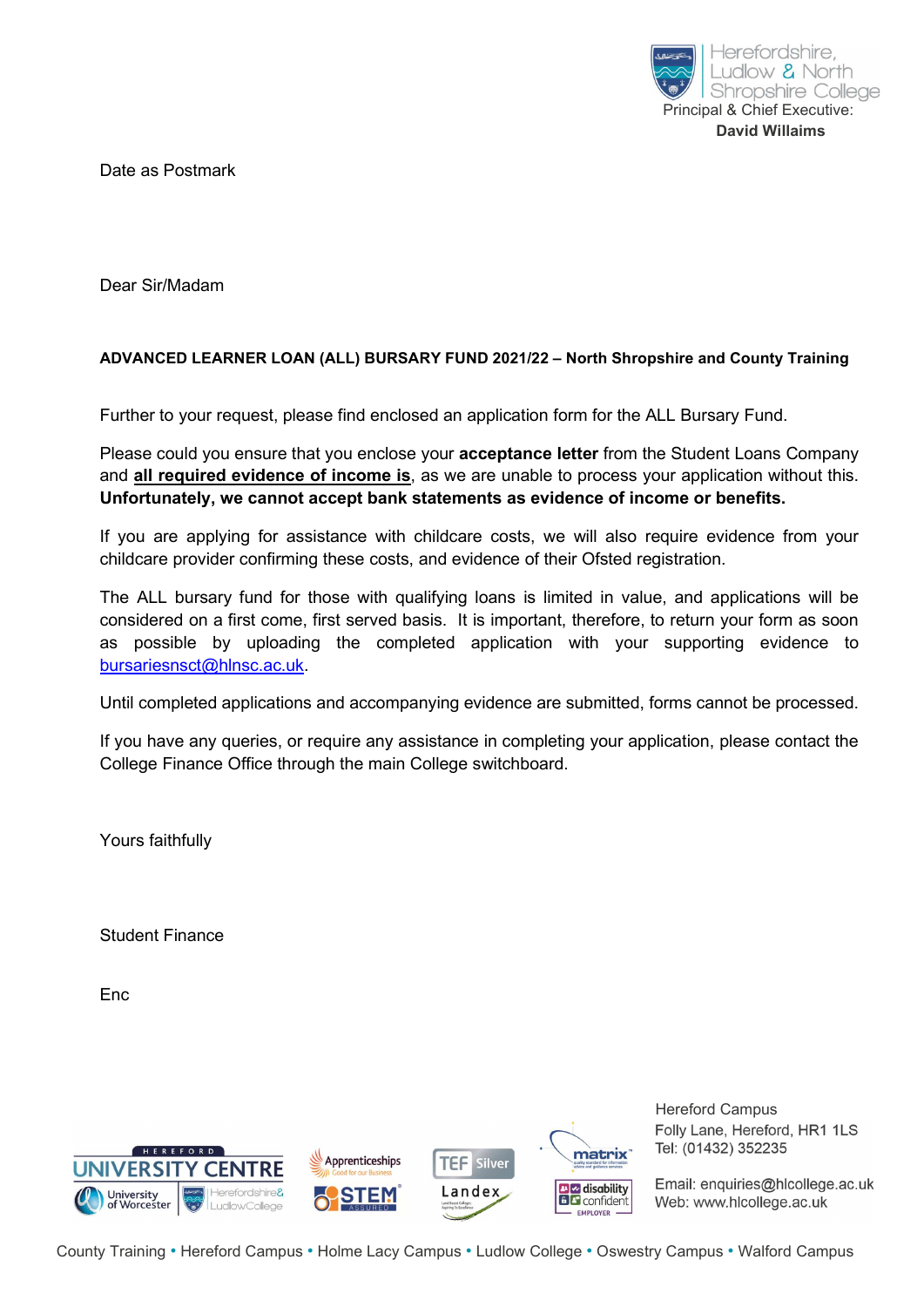Herefordshire, Ludlow & North Shropshire College

Principal & Chief Executive:
**David Willaims**

Date as Postmark

Dear Sir/Madam

**ADVANCED LEARNER LOAN (ALL) BURSARY FUND 2021/22 – North Shropshire and County Training**

Further to your request, please find enclosed an application form for the ALL Bursary Fund.

Please could you ensure that you enclose your **acceptance letter** from the Student Loans Company and **all required evidence of income is**, as we are unable to process your application without this. **Unfortunately, we cannot accept bank statements as evidence of income or benefits.**

If you are applying for assistance with childcare costs, we will also require evidence from your childcare provider confirming these costs, and evidence of their Ofsted registration.

The ALL bursary fund for those with qualifying loans is limited in value, and applications will be considered on a first come, first served basis. It is important, therefore, to return your form as soon as possible by uploading the completed application with your supporting evidence to bursariesnsct@hlnsc.ac.uk.

Until completed applications and accompanying evidence are submitted, forms cannot be processed.

If you have any queries, or require any assistance in completing your application, please contact the College Finance Office through the main College switchboard.

Yours faithfully

Student Finance

Enc

Hereford Campus
Folly Lane, Hereford, HR1 1LS
Tel: (01432) 352235

Email: enquiries@hlcollege.ac.uk
Web: www.hlcollege.ac.uk

County Training • Hereford Campus • Holme Lacy Campus • Ludlow College • Oswestry Campus • Walford Campus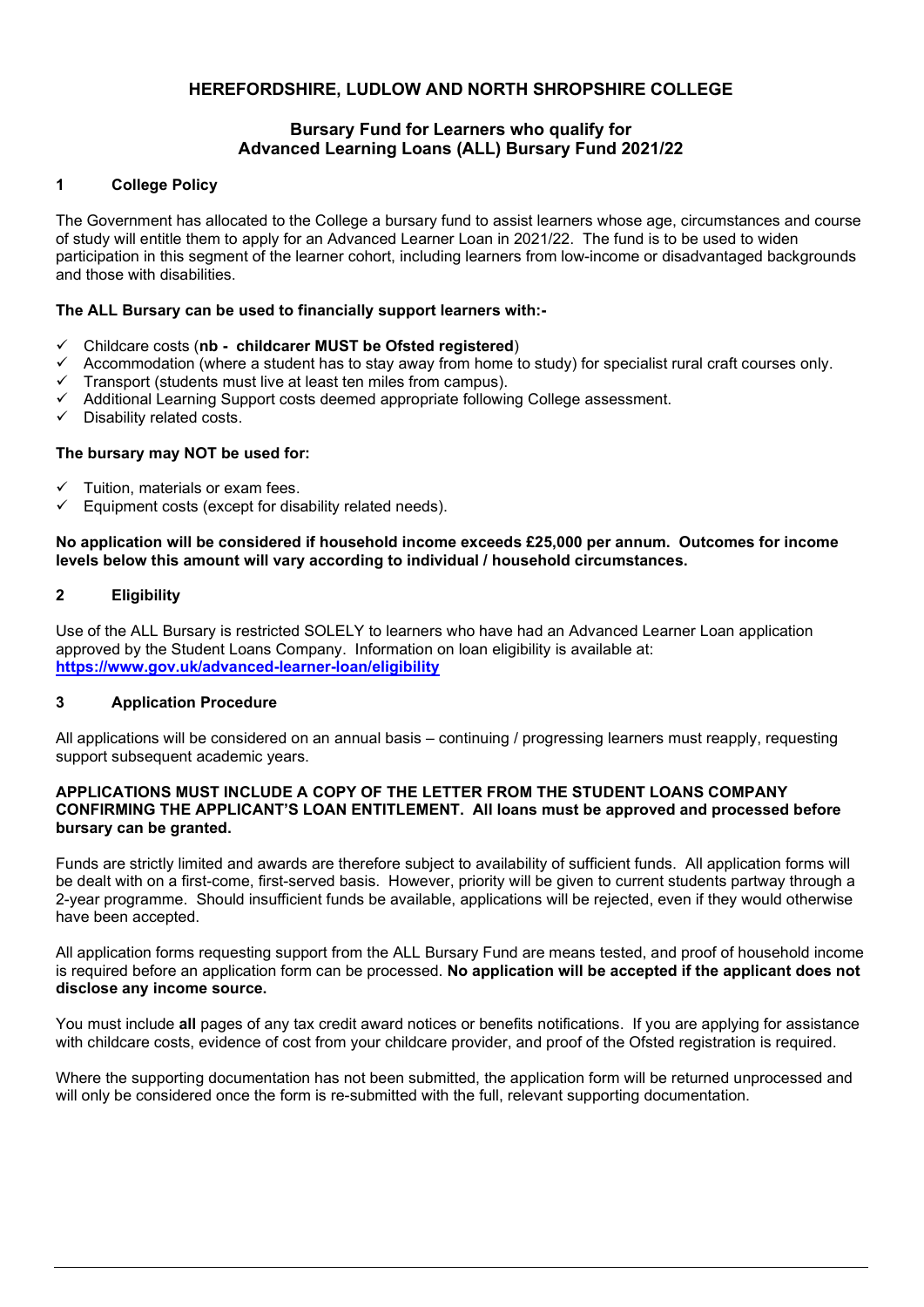# HEREFORDSHIRE, LUDLOW AND NORTH SHROPSHIRE COLLEGE

## Bursary Fund for Learners who qualify for Advanced Learning Loans (ALL) Bursary Fund 2021/22

### 1 College Policy

The Government has allocated to the College a bursary fund to assist learners whose age, circumstances and course of study will entitle them to apply for an Advanced Learner Loan in 2021/22. The fund is to be used to widen participation in this segment of the learner cohort, including learners from low-income or disadvantaged backgrounds and those with disabilities.

**The ALL Bursary can be used to financially support learners with:-**

- ✓ Childcare costs (**nb - childcarer MUST be Ofsted registered**)
- ✓ Accommodation (where a student has to stay away from home to study) for specialist rural craft courses only.
- ✓ Transport (students must live at least ten miles from campus).
- ✓ Additional Learning Support costs deemed appropriate following College assessment.
- ✓ Disability related costs.

**The bursary may NOT be used for:**

- ✓ Tuition, materials or exam fees.
- ✓ Equipment costs (except for disability related needs).

**No application will be considered if household income exceeds £25,000 per annum. Outcomes for income levels below this amount will vary according to individual / household circumstances.**

### 2 Eligibility

Use of the ALL Bursary is restricted SOLELY to learners who have had an Advanced Learner Loan application approved by the Student Loans Company. Information on loan eligibility is available at: **https://www.gov.uk/advanced-learner-loan/eligibility**

### 3 Application Procedure

All applications will be considered on an annual basis – continuing / progressing learners must reapply, requesting support subsequent academic years.

**APPLICATIONS MUST INCLUDE A COPY OF THE LETTER FROM THE STUDENT LOANS COMPANY CONFIRMING THE APPLICANT'S LOAN ENTITLEMENT. All loans must be approved and processed before bursary can be granted.**

Funds are strictly limited and awards are therefore subject to availability of sufficient funds. All application forms will be dealt with on a first-come, first-served basis. However, priority will be given to current students partway through a 2-year programme. Should insufficient funds be available, applications will be rejected, even if they would otherwise have been accepted.

All application forms requesting support from the ALL Bursary Fund are means tested, and proof of household income is required before an application form can be processed. **No application will be accepted if the applicant does not disclose any income source.**

You must include **all** pages of any tax credit award notices or benefits notifications. If you are applying for assistance with childcare costs, evidence of cost from your childcare provider, and proof of the Ofsted registration is required.

Where the supporting documentation has not been submitted, the application form will be returned unprocessed and will only be considered once the form is re-submitted with the full, relevant supporting documentation.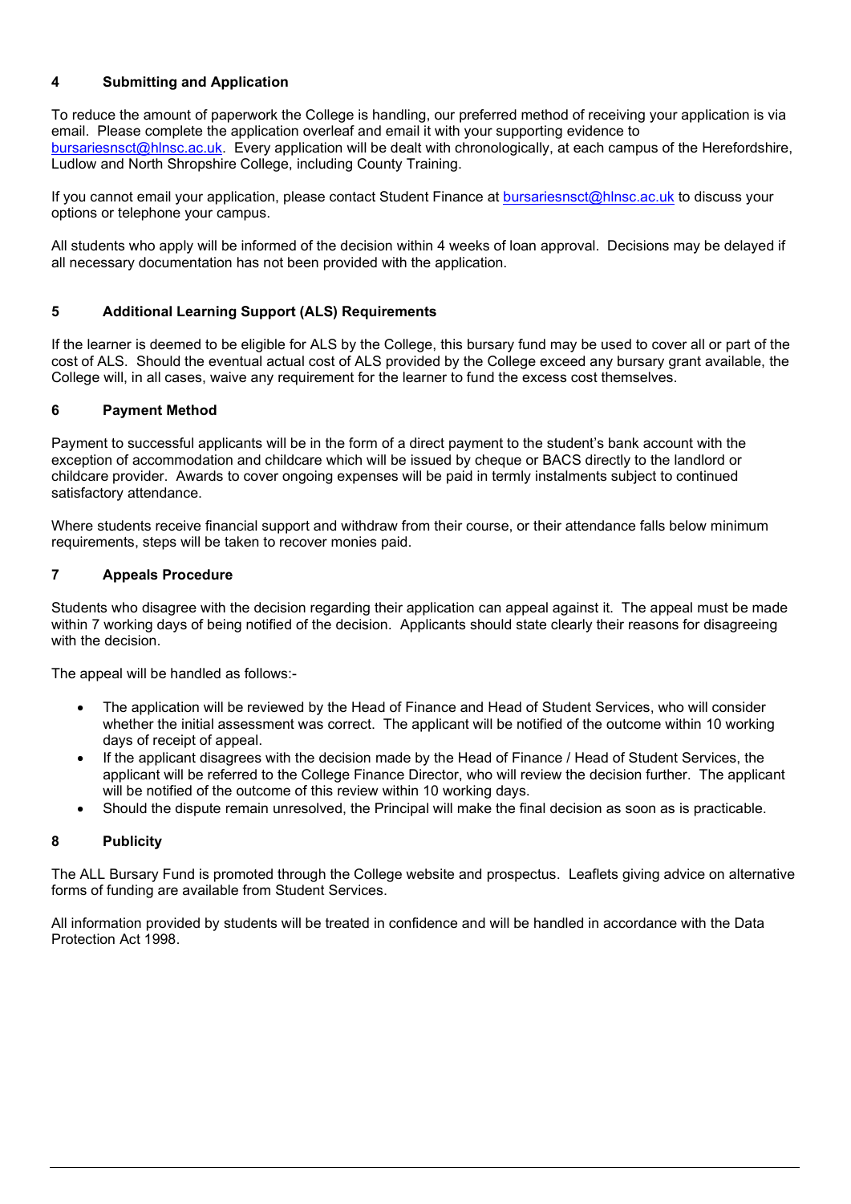## 4 Submitting and Application

To reduce the amount of paperwork the College is handling, our preferred method of receiving your application is via email. Please complete the application overleaf and email it with your supporting evidence to bursariesnsct@hlnsc.ac.uk. Every application will be dealt with chronologically, at each campus of the Herefordshire, Ludlow and North Shropshire College, including County Training.

If you cannot email your application, please contact Student Finance at bursariesnsct@hlnsc.ac.uk to discuss your options or telephone your campus.

All students who apply will be informed of the decision within 4 weeks of loan approval. Decisions may be delayed if all necessary documentation has not been provided with the application.

## 5 Additional Learning Support (ALS) Requirements

If the learner is deemed to be eligible for ALS by the College, this bursary fund may be used to cover all or part of the cost of ALS. Should the eventual actual cost of ALS provided by the College exceed any bursary grant available, the College will, in all cases, waive any requirement for the learner to fund the excess cost themselves.

## 6 Payment Method

Payment to successful applicants will be in the form of a direct payment to the student's bank account with the exception of accommodation and childcare which will be issued by cheque or BACS directly to the landlord or childcare provider. Awards to cover ongoing expenses will be paid in termly instalments subject to continued satisfactory attendance.

Where students receive financial support and withdraw from their course, or their attendance falls below minimum requirements, steps will be taken to recover monies paid.

## 7 Appeals Procedure

Students who disagree with the decision regarding their application can appeal against it. The appeal must be made within 7 working days of being notified of the decision. Applicants should state clearly their reasons for disagreeing with the decision.

The appeal will be handled as follows:-

- The application will be reviewed by the Head of Finance and Head of Student Services, who will consider whether the initial assessment was correct. The applicant will be notified of the outcome within 10 working days of receipt of appeal.
- If the applicant disagrees with the decision made by the Head of Finance / Head of Student Services, the applicant will be referred to the College Finance Director, who will review the decision further. The applicant will be notified of the outcome of this review within 10 working days.
- Should the dispute remain unresolved, the Principal will make the final decision as soon as is practicable.

## 8 Publicity

The ALL Bursary Fund is promoted through the College website and prospectus. Leaflets giving advice on alternative forms of funding are available from Student Services.

All information provided by students will be treated in confidence and will be handled in accordance with the Data Protection Act 1998.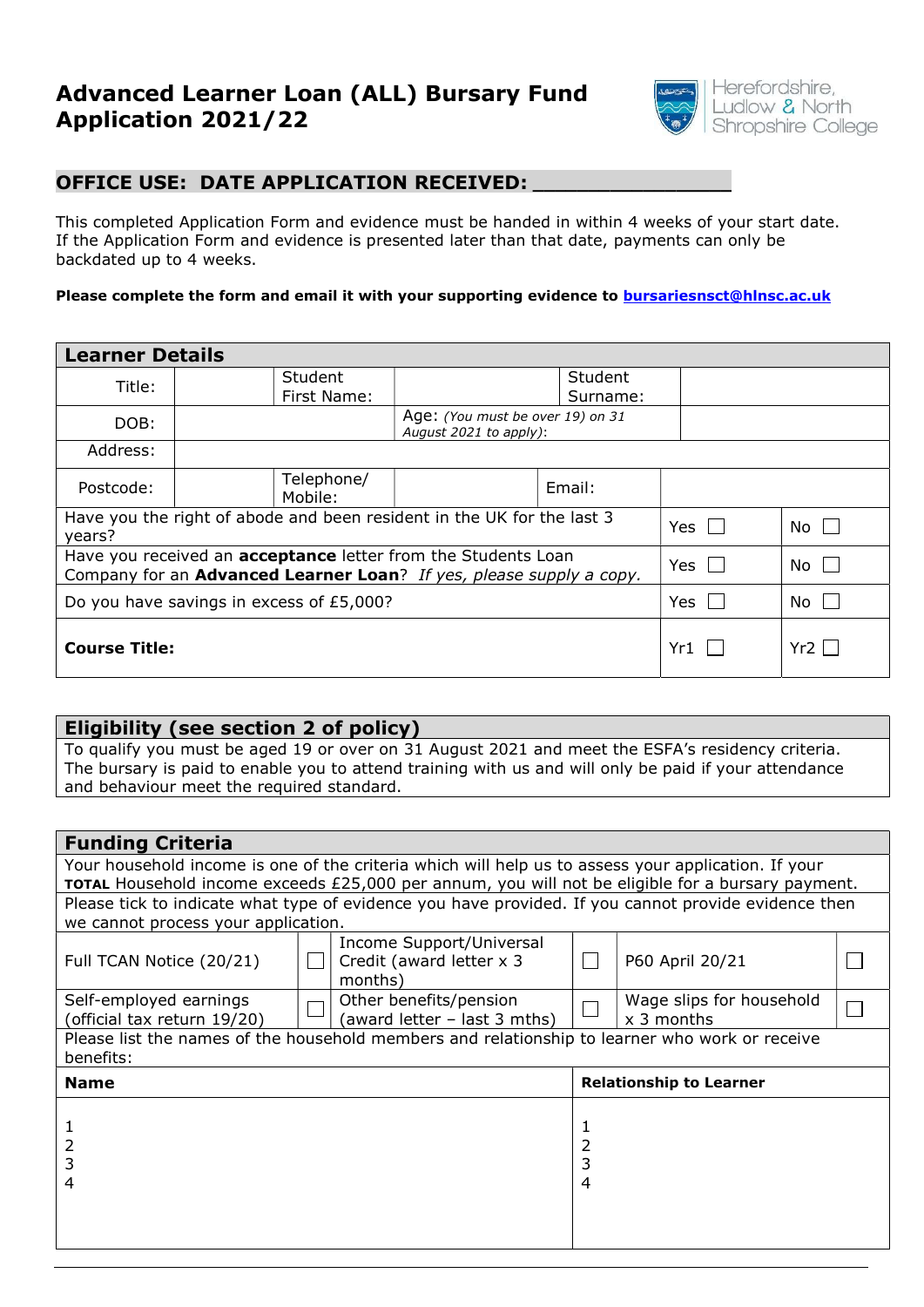# Advanced Learner Loan (ALL) Bursary Fund Application 2021/22

Herefordshire, Ludlow & North Shropshire College

## OFFICE USE: DATE APPLICATION RECEIVED: _______________

This completed Application Form and evidence must be handed in within 4 weeks of your start date. If the Application Form and evidence is presented later than that date, payments can only be backdated up to 4 weeks.

**Please complete the form and email it with your supporting evidence to bursariesnsct@hlnsc.ac.uk**

| **Learner Details** | | | | | | |
|---|---|---|---|---|---|---|
| Title: | | Student First Name: | | Student Surname: | | |
| DOB: | | | Age: *(You must be over 19) on 31 August 2021 to apply)*: | | | |
| Address: | | | | | | |
| Postcode: | | Telephone/ Mobile: | | Email: | | |
| Have you the right of abode and been resident in the UK for the last 3 years? | | | | | Yes ☐ | No ☐ |
| Have you received an **acceptance** letter from the Students Loan Company for an **Advanced Learner Loan**? *If yes, please supply a copy.* | | | | | Yes ☐ | No ☐ |
| Do you have savings in excess of £5,000? | | | | | Yes ☐ | No ☐ |
| **Course Title:** | | | | | Yr1 ☐ | Yr2 ☐ |

| **Eligibility (see section 2 of policy)** |
|---|
| To qualify you must be aged 19 or over on 31 August 2021 and meet the ESFA's residency criteria. The bursary is paid to enable you to attend training with us and will only be paid if your attendance and behaviour meet the required standard. |

| **Funding Criteria** | | | | | |
|---|---|---|---|---|---|
| Your household income is one of the criteria which will help us to assess your application. If your **TOTAL** Household income exceeds £25,000 per annum, you will not be eligible for a bursary payment. | | | | | |
| Please tick to indicate what type of evidence you have provided. If you cannot provide evidence then we cannot process your application. | | | | | |
| Full TCAN Notice (20/21) | ☐ | Income Support/Universal Credit (award letter x 3 months) | ☐ | P60 April 20/21 | ☐ |
| Self-employed earnings (official tax return 19/20) | ☐ | Other benefits/pension (award letter – last 3 mths) | ☐ | Wage slips for household x 3 months | ☐ |
| Please list the names of the household members and relationship to learner who work or receive benefits: | | | | | |

| **Name** | **Relationship to Learner** |
|---|---|
| 1 | 1 |
| 2 | 2 |
| 3 | 3 |
| 4 | 4 |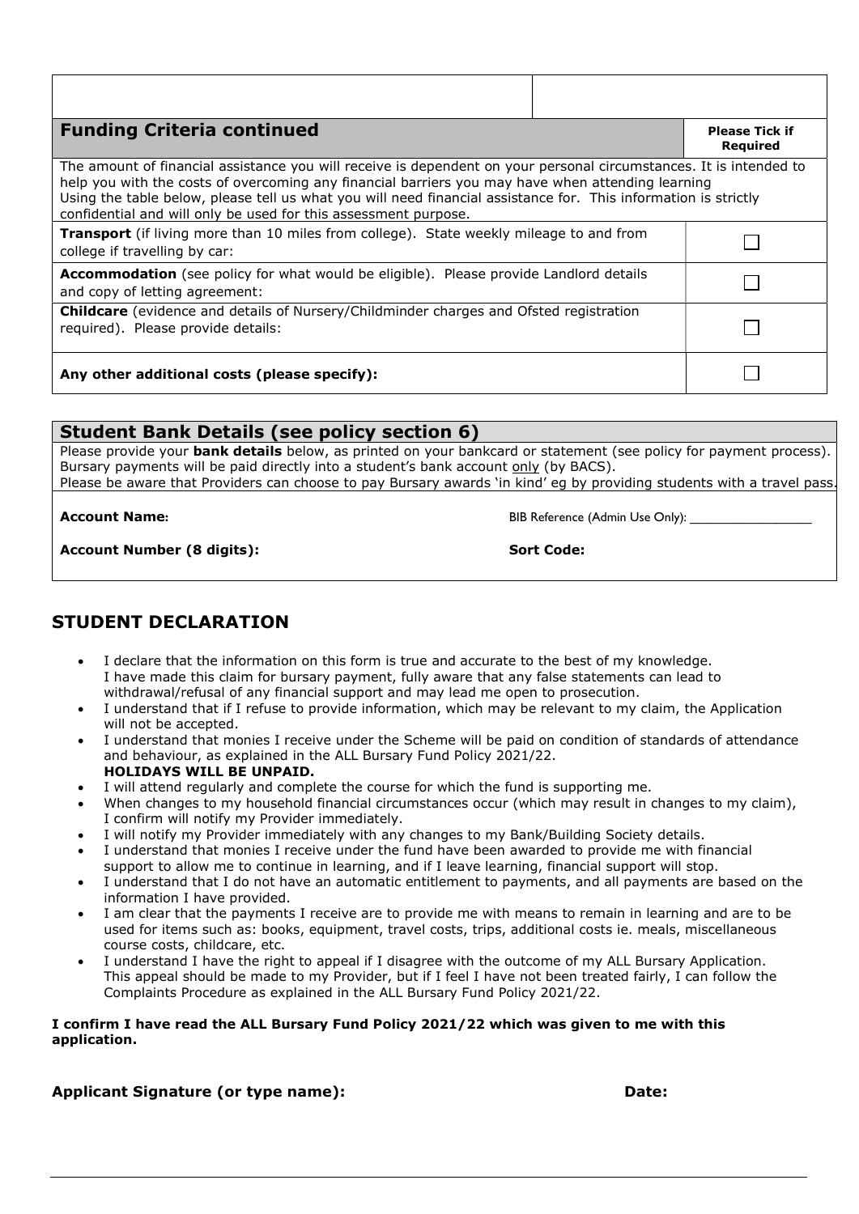| | |
|---|---|
| | |

| Funding Criteria continued | Please Tick if Required |
|---|---|
| The amount of financial assistance you will receive is dependent on your personal circumstances. It is intended to help you with the costs of overcoming any financial barriers you may have when attending learning Using the table below, please tell us what you will need financial assistance for. This information is strictly confidential and will only be used for this assessment purpose. | |
| **Transport** (if living more than 10 miles from college). State weekly mileage to and from college if travelling by car: | ☐ |
| **Accommodation** (see policy for what would be eligible). Please provide Landlord details and copy of letting agreement: | ☐ |
| **Childcare** (evidence and details of Nursery/Childminder charges and Ofsted registration required). Please provide details: | ☐ |
| **Any other additional costs (please specify):** | ☐ |

## Student Bank Details (see policy section 6)

Please provide your **bank details** below, as printed on your bankcard or statement (see policy for payment process). Bursary payments will be paid directly into a student's bank account only (by BACS).
Please be aware that Providers can choose to pay Bursary awards 'in kind' eg by providing students with a travel pass.

**Account Name:** BIB Reference (Admin Use Only): ________________

**Account Number (8 digits):** **Sort Code:**

## STUDENT DECLARATION

- I declare that the information on this form is true and accurate to the best of my knowledge. I have made this claim for bursary payment, fully aware that any false statements can lead to withdrawal/refusal of any financial support and may lead me open to prosecution.
- I understand that if I refuse to provide information, which may be relevant to my claim, the Application will not be accepted.
- I understand that monies I receive under the Scheme will be paid on condition of standards of attendance and behaviour, as explained in the ALL Bursary Fund Policy 2021/22.
  **HOLIDAYS WILL BE UNPAID.**
- I will attend regularly and complete the course for which the fund is supporting me.
- When changes to my household financial circumstances occur (which may result in changes to my claim), I confirm will notify my Provider immediately.
- I will notify my Provider immediately with any changes to my Bank/Building Society details.
- I understand that monies I receive under the fund have been awarded to provide me with financial support to allow me to continue in learning, and if I leave learning, financial support will stop.
- I understand that I do not have an automatic entitlement to payments, and all payments are based on the information I have provided.
- I am clear that the payments I receive are to provide me with means to remain in learning and are to be used for items such as: books, equipment, travel costs, trips, additional costs ie. meals, miscellaneous course costs, childcare, etc.
- I understand I have the right to appeal if I disagree with the outcome of my ALL Bursary Application. This appeal should be made to my Provider, but if I feel I have not been treated fairly, I can follow the Complaints Procedure as explained in the ALL Bursary Fund Policy 2021/22.

**I confirm I have read the ALL Bursary Fund Policy 2021/22 which was given to me with this application.**

**Applicant Signature (or type name):** **Date:**